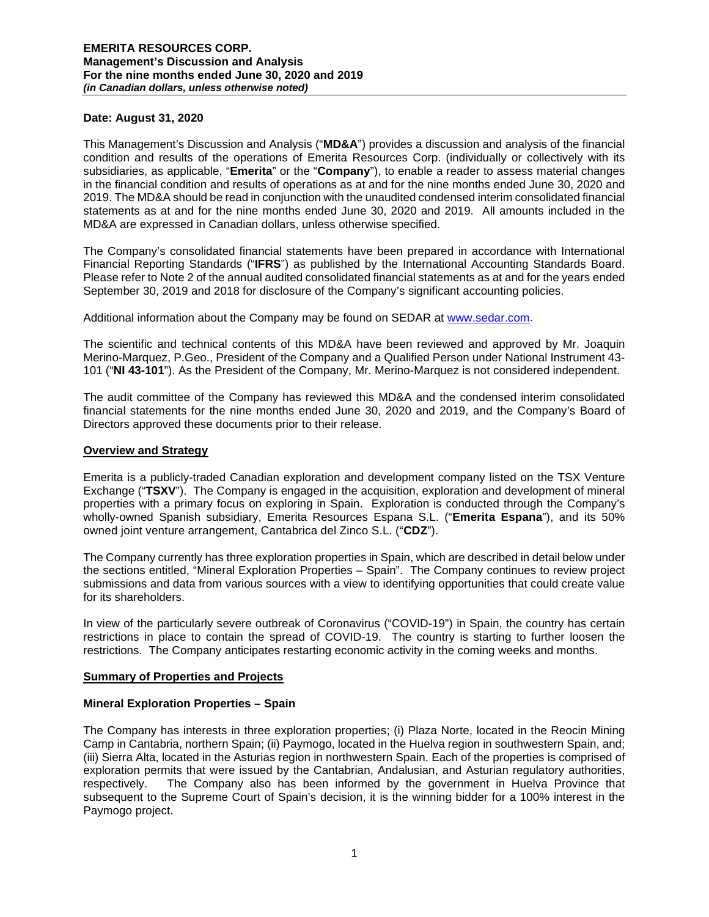**Date: August 31, 2020**

This Management's Discussion and Analysis ("**MD&A**") provides a discussion and analysis of the financial condition and results of the operations of Emerita Resources Corp. (individually or collectively with its subsidiaries, as applicable, "**Emerita**" or the "**Company**"), to enable a reader to assess material changes in the financial condition and results of operations as at and for the nine months ended June 30, 2020 and 2019. The MD&A should be read in conjunction with the unaudited condensed interim consolidated financial statements as at and for the nine months ended June 30, 2020 and 2019. All amounts included in the MD&A are expressed in Canadian dollars, unless otherwise specified.

The Company's consolidated financial statements have been prepared in accordance with International Financial Reporting Standards ("**IFRS**") as published by the International Accounting Standards Board. Please refer to Note 2 of the annual audited consolidated financial statements as at and for the years ended September 30, 2019 and 2018 for disclosure of the Company's significant accounting policies.

Additional information about the Company may be found on SEDAR at www.sedar.com.

The scientific and technical contents of this MD&A have been reviewed and approved by Mr. Joaquin Merino-Marquez, P.Geo., President of the Company and a Qualified Person under National Instrument 43-101 ("**NI 43-101**"). As the President of the Company, Mr. Merino-Marquez is not considered independent.

The audit committee of the Company has reviewed this MD&A and the condensed interim consolidated financial statements for the nine months ended June 30, 2020 and 2019, and the Company's Board of Directors approved these documents prior to their release.

## Overview and Strategy

Emerita is a publicly-traded Canadian exploration and development company listed on the TSX Venture Exchange ("**TSXV**"). The Company is engaged in the acquisition, exploration and development of mineral properties with a primary focus on exploring in Spain. Exploration is conducted through the Company's wholly-owned Spanish subsidiary, Emerita Resources Espana S.L. ("**Emerita Espana**"), and its 50% owned joint venture arrangement, Cantabrica del Zinco S.L. ("**CDZ**").

The Company currently has three exploration properties in Spain, which are described in detail below under the sections entitled, "Mineral Exploration Properties – Spain". The Company continues to review project submissions and data from various sources with a view to identifying opportunities that could create value for its shareholders.

In view of the particularly severe outbreak of Coronavirus ("COVID-19") in Spain, the country has certain restrictions in place to contain the spread of COVID-19. The country is starting to further loosen the restrictions. The Company anticipates restarting economic activity in the coming weeks and months.

## Summary of Properties and Projects

### Mineral Exploration Properties – Spain

The Company has interests in three exploration properties; (i) Plaza Norte, located in the Reocin Mining Camp in Cantabria, northern Spain; (ii) Paymogo, located in the Huelva region in southwestern Spain, and; (iii) Sierra Alta, located in the Asturias region in northwestern Spain. Each of the properties is comprised of exploration permits that were issued by the Cantabrian, Andalusian, and Asturian regulatory authorities, respectively. The Company also has been informed by the government in Huelva Province that subsequent to the Supreme Court of Spain's decision, it is the winning bidder for a 100% interest in the Paymogo project.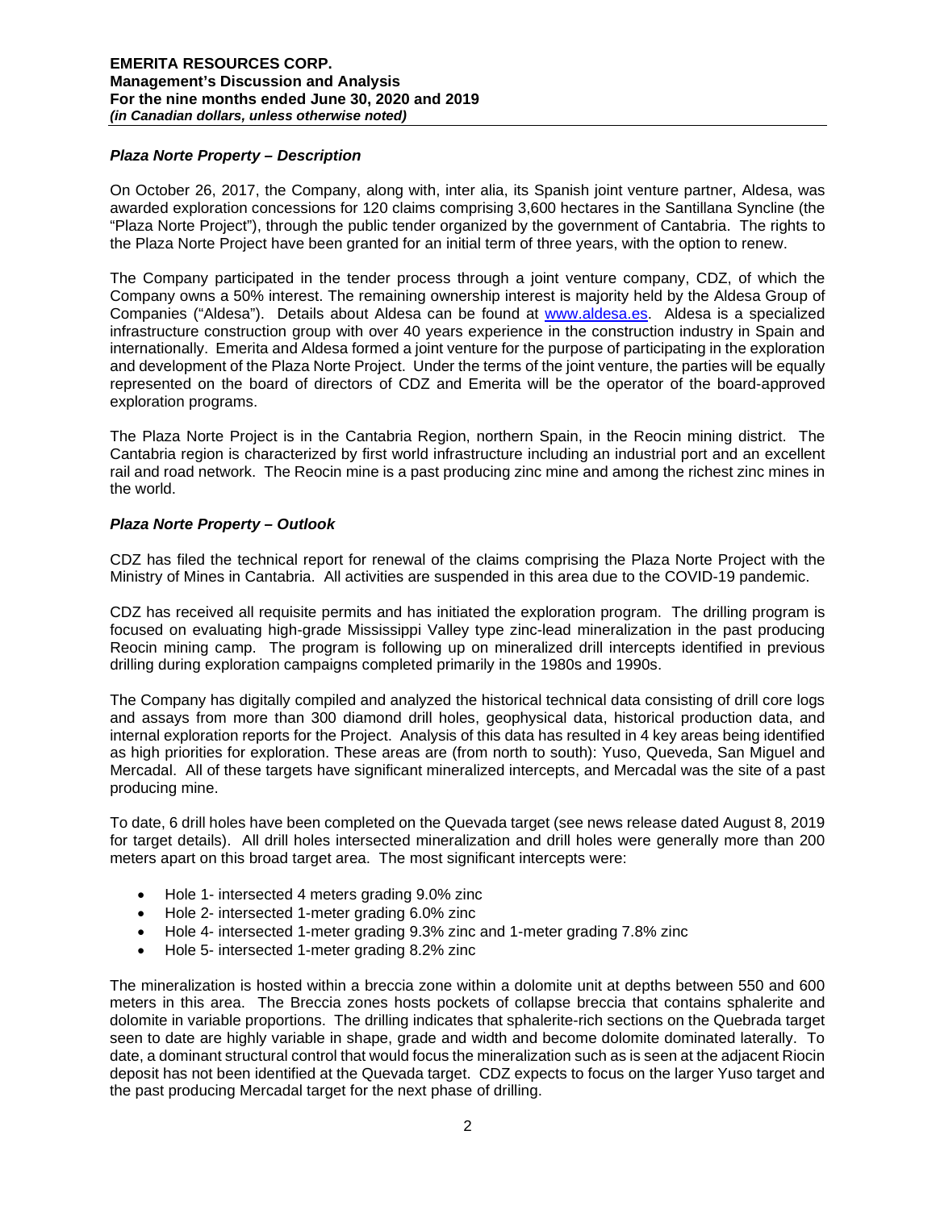### *Plaza Norte Property – Description*

On October 26, 2017, the Company, along with, inter alia, its Spanish joint venture partner, Aldesa, was awarded exploration concessions for 120 claims comprising 3,600 hectares in the Santillana Syncline (the "Plaza Norte Project"), through the public tender organized by the government of Cantabria. The rights to the Plaza Norte Project have been granted for an initial term of three years, with the option to renew.

The Company participated in the tender process through a joint venture company, CDZ, of which the Company owns a 50% interest. The remaining ownership interest is majority held by the Aldesa Group of Companies ("Aldesa"). Details about Aldesa can be found at [www.aldesa.es](www.aldesa.es). Aldesa is a specialized infrastructure construction group with over 40 years experience in the construction industry in Spain and internationally. Emerita and Aldesa formed a joint venture for the purpose of participating in the exploration and development of the Plaza Norte Project. Under the terms of the joint venture, the parties will be equally represented on the board of directors of CDZ and Emerita will be the operator of the board-approved exploration programs.

The Plaza Norte Project is in the Cantabria Region, northern Spain, in the Reocin mining district. The Cantabria region is characterized by first world infrastructure including an industrial port and an excellent rail and road network. The Reocin mine is a past producing zinc mine and among the richest zinc mines in the world.

### *Plaza Norte Property – Outlook*

CDZ has filed the technical report for renewal of the claims comprising the Plaza Norte Project with the Ministry of Mines in Cantabria. All activities are suspended in this area due to the COVID-19 pandemic.

CDZ has received all requisite permits and has initiated the exploration program. The drilling program is focused on evaluating high-grade Mississippi Valley type zinc-lead mineralization in the past producing Reocin mining camp. The program is following up on mineralized drill intercepts identified in previous drilling during exploration campaigns completed primarily in the 1980s and 1990s.

The Company has digitally compiled and analyzed the historical technical data consisting of drill core logs and assays from more than 300 diamond drill holes, geophysical data, historical production data, and internal exploration reports for the Project. Analysis of this data has resulted in 4 key areas being identified as high priorities for exploration. These areas are (from north to south): Yuso, Queveda, San Miguel and Mercadal. All of these targets have significant mineralized intercepts, and Mercadal was the site of a past producing mine.

To date, 6 drill holes have been completed on the Quevada target (see news release dated August 8, 2019 for target details). All drill holes intersected mineralization and drill holes were generally more than 200 meters apart on this broad target area. The most significant intercepts were:

- Hole 1- intersected 4 meters grading 9.0% zinc
- Hole 2- intersected 1-meter grading 6.0% zinc
- Hole 4- intersected 1-meter grading 9.3% zinc and 1-meter grading 7.8% zinc
- Hole 5- intersected 1-meter grading 8.2% zinc

The mineralization is hosted within a breccia zone within a dolomite unit at depths between 550 and 600 meters in this area. The Breccia zones hosts pockets of collapse breccia that contains sphalerite and dolomite in variable proportions. The drilling indicates that sphalerite-rich sections on the Quebrada target seen to date are highly variable in shape, grade and width and become dolomite dominated laterally. To date, a dominant structural control that would focus the mineralization such as is seen at the adjacent Riocin deposit has not been identified at the Quevada target. CDZ expects to focus on the larger Yuso target and the past producing Mercadal target for the next phase of drilling.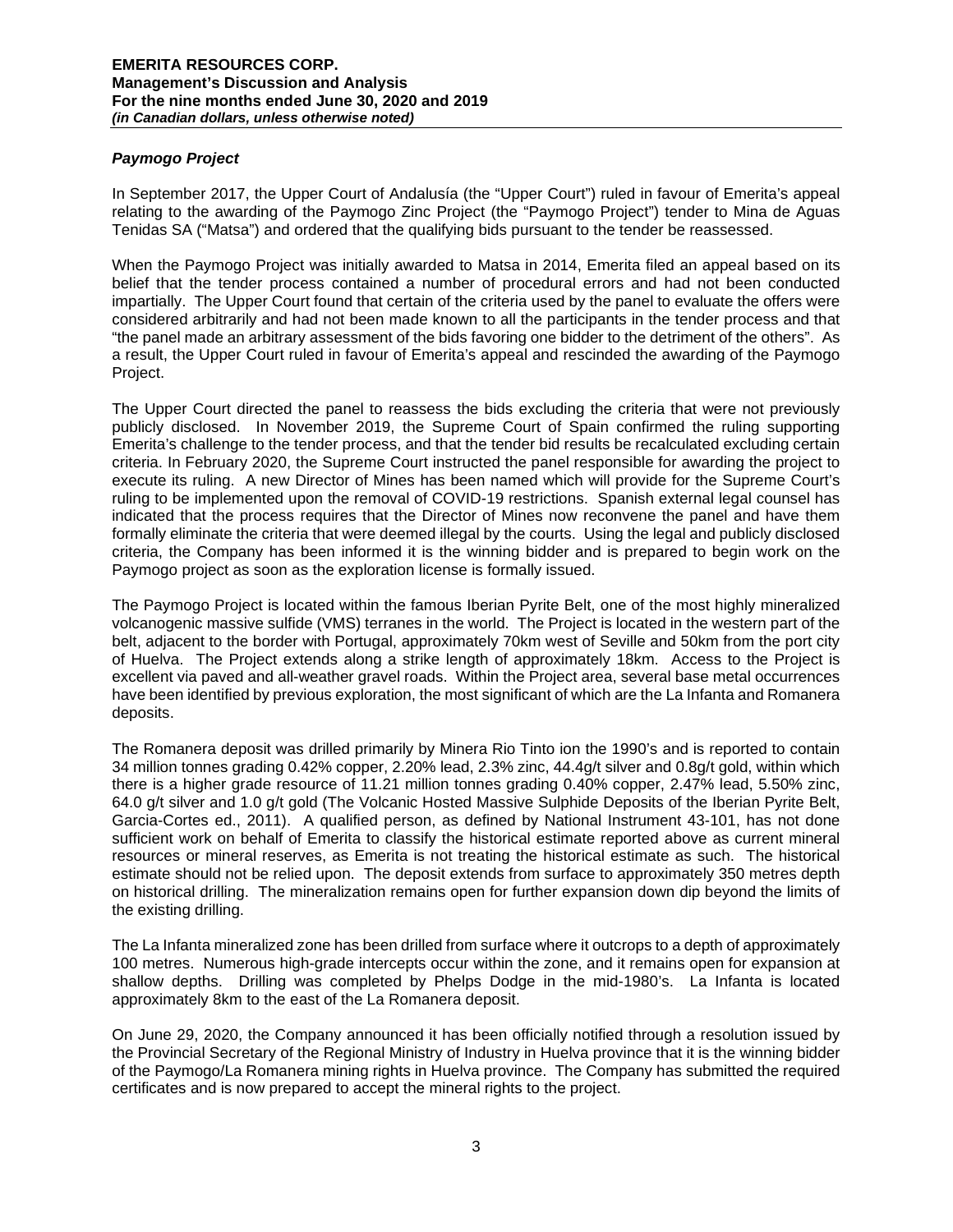### *Paymogo Project*

In September 2017, the Upper Court of Andalusía (the "Upper Court") ruled in favour of Emerita's appeal relating to the awarding of the Paymogo Zinc Project (the "Paymogo Project") tender to Mina de Aguas Tenidas SA ("Matsa") and ordered that the qualifying bids pursuant to the tender be reassessed.

When the Paymogo Project was initially awarded to Matsa in 2014, Emerita filed an appeal based on its belief that the tender process contained a number of procedural errors and had not been conducted impartially. The Upper Court found that certain of the criteria used by the panel to evaluate the offers were considered arbitrarily and had not been made known to all the participants in the tender process and that "the panel made an arbitrary assessment of the bids favoring one bidder to the detriment of the others". As a result, the Upper Court ruled in favour of Emerita's appeal and rescinded the awarding of the Paymogo Project.

The Upper Court directed the panel to reassess the bids excluding the criteria that were not previously publicly disclosed. In November 2019, the Supreme Court of Spain confirmed the ruling supporting Emerita's challenge to the tender process, and that the tender bid results be recalculated excluding certain criteria. In February 2020, the Supreme Court instructed the panel responsible for awarding the project to execute its ruling. A new Director of Mines has been named which will provide for the Supreme Court's ruling to be implemented upon the removal of COVID-19 restrictions. Spanish external legal counsel has indicated that the process requires that the Director of Mines now reconvene the panel and have them formally eliminate the criteria that were deemed illegal by the courts. Using the legal and publicly disclosed criteria, the Company has been informed it is the winning bidder and is prepared to begin work on the Paymogo project as soon as the exploration license is formally issued.

The Paymogo Project is located within the famous Iberian Pyrite Belt, one of the most highly mineralized volcanogenic massive sulfide (VMS) terranes in the world. The Project is located in the western part of the belt, adjacent to the border with Portugal, approximately 70km west of Seville and 50km from the port city of Huelva. The Project extends along a strike length of approximately 18km. Access to the Project is excellent via paved and all-weather gravel roads. Within the Project area, several base metal occurrences have been identified by previous exploration, the most significant of which are the La Infanta and Romanera deposits.

The Romanera deposit was drilled primarily by Minera Rio Tinto ion the 1990's and is reported to contain 34 million tonnes grading 0.42% copper, 2.20% lead, 2.3% zinc, 44.4g/t silver and 0.8g/t gold, within which there is a higher grade resource of 11.21 million tonnes grading 0.40% copper, 2.47% lead, 5.50% zinc, 64.0 g/t silver and 1.0 g/t gold (The Volcanic Hosted Massive Sulphide Deposits of the Iberian Pyrite Belt, Garcia-Cortes ed., 2011). A qualified person, as defined by National Instrument 43-101, has not done sufficient work on behalf of Emerita to classify the historical estimate reported above as current mineral resources or mineral reserves, as Emerita is not treating the historical estimate as such. The historical estimate should not be relied upon. The deposit extends from surface to approximately 350 metres depth on historical drilling. The mineralization remains open for further expansion down dip beyond the limits of the existing drilling.

The La Infanta mineralized zone has been drilled from surface where it outcrops to a depth of approximately 100 metres. Numerous high-grade intercepts occur within the zone, and it remains open for expansion at shallow depths. Drilling was completed by Phelps Dodge in the mid-1980's. La Infanta is located approximately 8km to the east of the La Romanera deposit.

On June 29, 2020, the Company announced it has been officially notified through a resolution issued by the Provincial Secretary of the Regional Ministry of Industry in Huelva province that it is the winning bidder of the Paymogo/La Romanera mining rights in Huelva province. The Company has submitted the required certificates and is now prepared to accept the mineral rights to the project.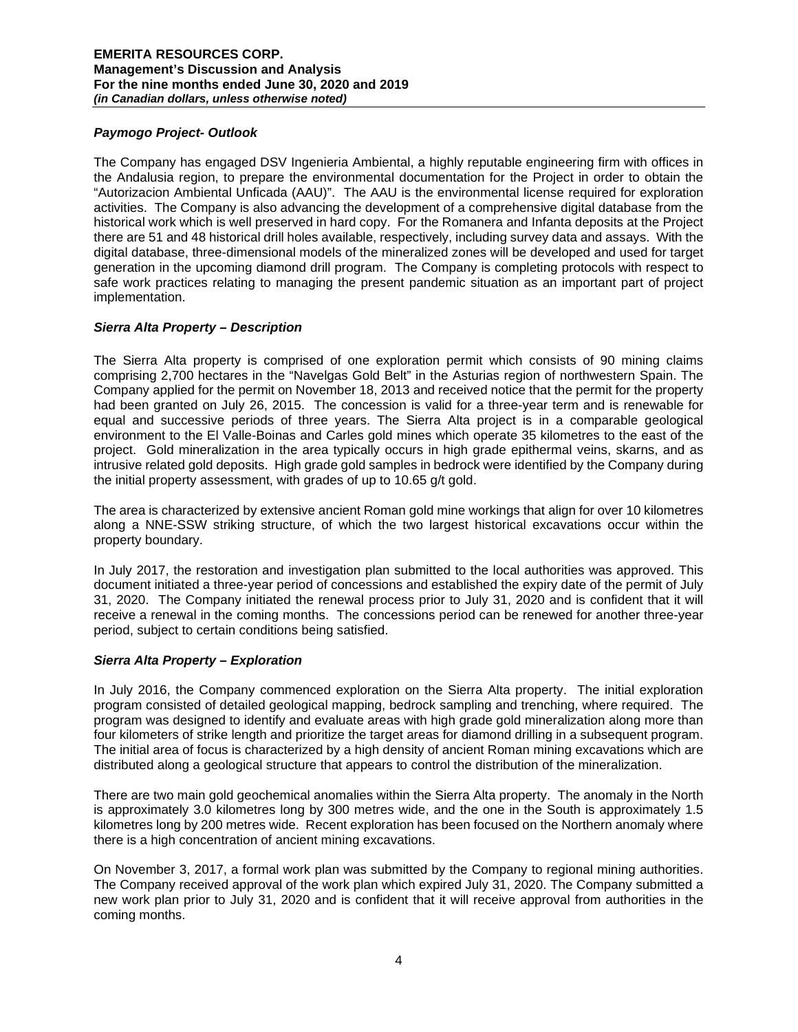### *Paymogo Project- Outlook*

The Company has engaged DSV Ingenieria Ambiental, a highly reputable engineering firm with offices in the Andalusia region, to prepare the environmental documentation for the Project in order to obtain the "Autorizacion Ambiental Unficada (AAU)". The AAU is the environmental license required for exploration activities. The Company is also advancing the development of a comprehensive digital database from the historical work which is well preserved in hard copy. For the Romanera and Infanta deposits at the Project there are 51 and 48 historical drill holes available, respectively, including survey data and assays. With the digital database, three-dimensional models of the mineralized zones will be developed and used for target generation in the upcoming diamond drill program. The Company is completing protocols with respect to safe work practices relating to managing the present pandemic situation as an important part of project implementation.

### *Sierra Alta Property – Description*

The Sierra Alta property is comprised of one exploration permit which consists of 90 mining claims comprising 2,700 hectares in the "Navelgas Gold Belt" in the Asturias region of northwestern Spain. The Company applied for the permit on November 18, 2013 and received notice that the permit for the property had been granted on July 26, 2015. The concession is valid for a three-year term and is renewable for equal and successive periods of three years. The Sierra Alta project is in a comparable geological environment to the El Valle-Boinas and Carles gold mines which operate 35 kilometres to the east of the project. Gold mineralization in the area typically occurs in high grade epithermal veins, skarns, and as intrusive related gold deposits. High grade gold samples in bedrock were identified by the Company during the initial property assessment, with grades of up to 10.65 g/t gold.

The area is characterized by extensive ancient Roman gold mine workings that align for over 10 kilometres along a NNE-SSW striking structure, of which the two largest historical excavations occur within the property boundary.

In July 2017, the restoration and investigation plan submitted to the local authorities was approved. This document initiated a three-year period of concessions and established the expiry date of the permit of July 31, 2020. The Company initiated the renewal process prior to July 31, 2020 and is confident that it will receive a renewal in the coming months. The concessions period can be renewed for another three-year period, subject to certain conditions being satisfied.

### *Sierra Alta Property – Exploration*

In July 2016, the Company commenced exploration on the Sierra Alta property. The initial exploration program consisted of detailed geological mapping, bedrock sampling and trenching, where required. The program was designed to identify and evaluate areas with high grade gold mineralization along more than four kilometers of strike length and prioritize the target areas for diamond drilling in a subsequent program. The initial area of focus is characterized by a high density of ancient Roman mining excavations which are distributed along a geological structure that appears to control the distribution of the mineralization.

There are two main gold geochemical anomalies within the Sierra Alta property. The anomaly in the North is approximately 3.0 kilometres long by 300 metres wide, and the one in the South is approximately 1.5 kilometres long by 200 metres wide. Recent exploration has been focused on the Northern anomaly where there is a high concentration of ancient mining excavations.

On November 3, 2017, a formal work plan was submitted by the Company to regional mining authorities. The Company received approval of the work plan which expired July 31, 2020. The Company submitted a new work plan prior to July 31, 2020 and is confident that it will receive approval from authorities in the coming months.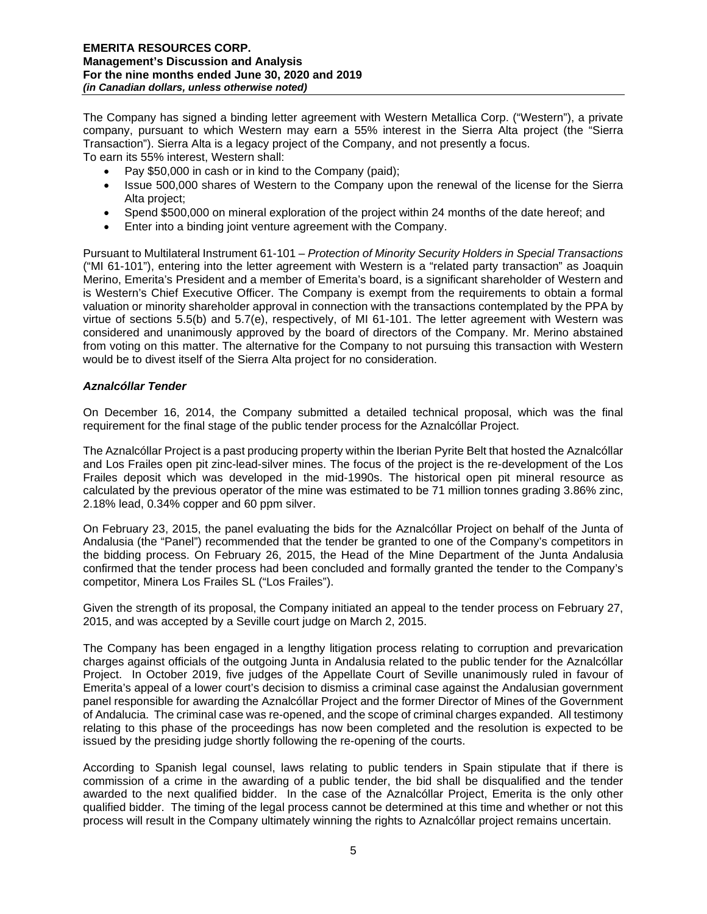The Company has signed a binding letter agreement with Western Metallica Corp. ("Western"), a private company, pursuant to which Western may earn a 55% interest in the Sierra Alta project (the "Sierra Transaction"). Sierra Alta is a legacy project of the Company, and not presently a focus.
To earn its 55% interest, Western shall:

- Pay $50,000 in cash or in kind to the Company (paid);
- Issue 500,000 shares of Western to the Company upon the renewal of the license for the Sierra Alta project;
- Spend $500,000 on mineral exploration of the project within 24 months of the date hereof; and
- Enter into a binding joint venture agreement with the Company.

Pursuant to Multilateral Instrument 61-101 – *Protection of Minority Security Holders in Special Transactions* ("MI 61-101"), entering into the letter agreement with Western is a "related party transaction" as Joaquin Merino, Emerita's President and a member of Emerita's board, is a significant shareholder of Western and is Western's Chief Executive Officer. The Company is exempt from the requirements to obtain a formal valuation or minority shareholder approval in connection with the transactions contemplated by the PPA by virtue of sections 5.5(b) and 5.7(e), respectively, of MI 61-101. The letter agreement with Western was considered and unanimously approved by the board of directors of the Company. Mr. Merino abstained from voting on this matter. The alternative for the Company to not pursuing this transaction with Western would be to divest itself of the Sierra Alta project for no consideration.

### *Aznalcóllar Tender*

On December 16, 2014, the Company submitted a detailed technical proposal, which was the final requirement for the final stage of the public tender process for the Aznalcóllar Project.

The Aznalcóllar Project is a past producing property within the Iberian Pyrite Belt that hosted the Aznalcóllar and Los Frailes open pit zinc-lead-silver mines. The focus of the project is the re-development of the Los Frailes deposit which was developed in the mid-1990s. The historical open pit mineral resource as calculated by the previous operator of the mine was estimated to be 71 million tonnes grading 3.86% zinc, 2.18% lead, 0.34% copper and 60 ppm silver.

On February 23, 2015, the panel evaluating the bids for the Aznalcóllar Project on behalf of the Junta of Andalusia (the "Panel") recommended that the tender be granted to one of the Company's competitors in the bidding process. On February 26, 2015, the Head of the Mine Department of the Junta Andalusia confirmed that the tender process had been concluded and formally granted the tender to the Company's competitor, Minera Los Frailes SL ("Los Frailes").

Given the strength of its proposal, the Company initiated an appeal to the tender process on February 27, 2015, and was accepted by a Seville court judge on March 2, 2015.

The Company has been engaged in a lengthy litigation process relating to corruption and prevarication charges against officials of the outgoing Junta in Andalusia related to the public tender for the Aznalcóllar Project. In October 2019, five judges of the Appellate Court of Seville unanimously ruled in favour of Emerita's appeal of a lower court's decision to dismiss a criminal case against the Andalusian government panel responsible for awarding the Aznalcóllar Project and the former Director of Mines of the Government of Andalucia. The criminal case was re-opened, and the scope of criminal charges expanded. All testimony relating to this phase of the proceedings has now been completed and the resolution is expected to be issued by the presiding judge shortly following the re-opening of the courts.

According to Spanish legal counsel, laws relating to public tenders in Spain stipulate that if there is commission of a crime in the awarding of a public tender, the bid shall be disqualified and the tender awarded to the next qualified bidder. In the case of the Aznalcóllar Project, Emerita is the only other qualified bidder. The timing of the legal process cannot be determined at this time and whether or not this process will result in the Company ultimately winning the rights to Aznalcóllar project remains uncertain.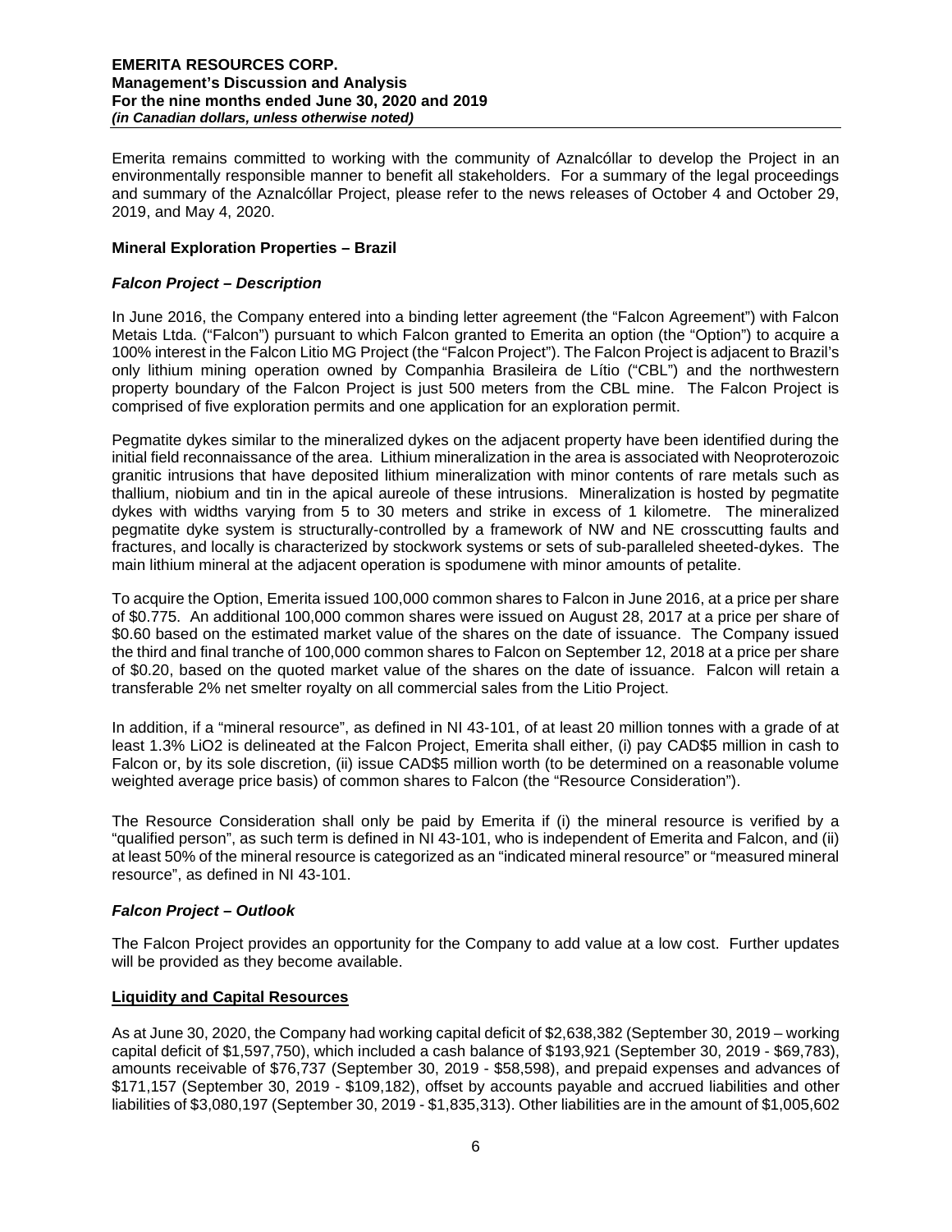Emerita remains committed to working with the community of Aznalcóllar to develop the Project in an environmentally responsible manner to benefit all stakeholders. For a summary of the legal proceedings and summary of the Aznalcóllar Project, please refer to the news releases of October 4 and October 29, 2019, and May 4, 2020.

**Mineral Exploration Properties – Brazil**

***Falcon Project – Description***

In June 2016, the Company entered into a binding letter agreement (the "Falcon Agreement") with Falcon Metais Ltda. ("Falcon") pursuant to which Falcon granted to Emerita an option (the "Option") to acquire a 100% interest in the Falcon Litio MG Project (the "Falcon Project"). The Falcon Project is adjacent to Brazil's only lithium mining operation owned by Companhia Brasileira de Lítio ("CBL") and the northwestern property boundary of the Falcon Project is just 500 meters from the CBL mine. The Falcon Project is comprised of five exploration permits and one application for an exploration permit.

Pegmatite dykes similar to the mineralized dykes on the adjacent property have been identified during the initial field reconnaissance of the area. Lithium mineralization in the area is associated with Neoproterozoic granitic intrusions that have deposited lithium mineralization with minor contents of rare metals such as thallium, niobium and tin in the apical aureole of these intrusions. Mineralization is hosted by pegmatite dykes with widths varying from 5 to 30 meters and strike in excess of 1 kilometre. The mineralized pegmatite dyke system is structurally-controlled by a framework of NW and NE crosscutting faults and fractures, and locally is characterized by stockwork systems or sets of sub-paralleled sheeted-dykes. The main lithium mineral at the adjacent operation is spodumene with minor amounts of petalite.

To acquire the Option, Emerita issued 100,000 common shares to Falcon in June 2016, at a price per share of $0.775. An additional 100,000 common shares were issued on August 28, 2017 at a price per share of $0.60 based on the estimated market value of the shares on the date of issuance. The Company issued the third and final tranche of 100,000 common shares to Falcon on September 12, 2018 at a price per share of $0.20, based on the quoted market value of the shares on the date of issuance. Falcon will retain a transferable 2% net smelter royalty on all commercial sales from the Litio Project.

In addition, if a "mineral resource", as defined in NI 43-101, of at least 20 million tonnes with a grade of at least 1.3% LiO2 is delineated at the Falcon Project, Emerita shall either, (i) pay CAD$5 million in cash to Falcon or, by its sole discretion, (ii) issue CAD$5 million worth (to be determined on a reasonable volume weighted average price basis) of common shares to Falcon (the "Resource Consideration").

The Resource Consideration shall only be paid by Emerita if (i) the mineral resource is verified by a "qualified person", as such term is defined in NI 43-101, who is independent of Emerita and Falcon, and (ii) at least 50% of the mineral resource is categorized as an "indicated mineral resource" or "measured mineral resource", as defined in NI 43-101.

***Falcon Project – Outlook***

The Falcon Project provides an opportunity for the Company to add value at a low cost. Further updates will be provided as they become available.

**Liquidity and Capital Resources**

As at June 30, 2020, the Company had working capital deficit of $2,638,382 (September 30, 2019 – working capital deficit of $1,597,750), which included a cash balance of $193,921 (September 30, 2019 - $69,783), amounts receivable of $76,737 (September 30, 2019 - $58,598), and prepaid expenses and advances of $171,157 (September 30, 2019 - $109,182), offset by accounts payable and accrued liabilities and other liabilities of $3,080,197 (September 30, 2019 - $1,835,313). Other liabilities are in the amount of $1,005,602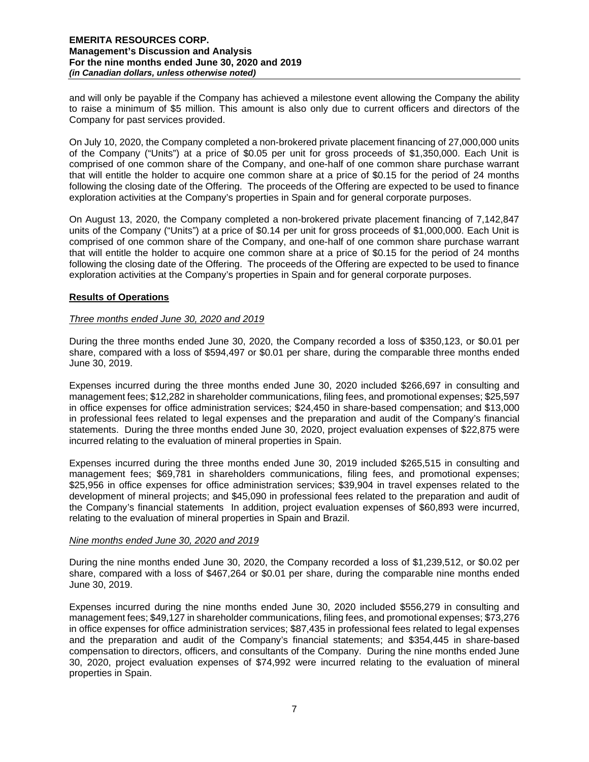and will only be payable if the Company has achieved a milestone event allowing the Company the ability to raise a minimum of $5 million. This amount is also only due to current officers and directors of the Company for past services provided.

On July 10, 2020, the Company completed a non-brokered private placement financing of 27,000,000 units of the Company ("Units") at a price of $0.05 per unit for gross proceeds of $1,350,000. Each Unit is comprised of one common share of the Company, and one-half of one common share purchase warrant that will entitle the holder to acquire one common share at a price of $0.15 for the period of 24 months following the closing date of the Offering. The proceeds of the Offering are expected to be used to finance exploration activities at the Company's properties in Spain and for general corporate purposes.

On August 13, 2020, the Company completed a non-brokered private placement financing of 7,142,847 units of the Company ("Units") at a price of $0.14 per unit for gross proceeds of $1,000,000. Each Unit is comprised of one common share of the Company, and one-half of one common share purchase warrant that will entitle the holder to acquire one common share at a price of $0.15 for the period of 24 months following the closing date of the Offering. The proceeds of the Offering are expected to be used to finance exploration activities at the Company's properties in Spain and for general corporate purposes.

## Results of Operations

### *Three months ended June 30, 2020 and 2019*

During the three months ended June 30, 2020, the Company recorded a loss of $350,123, or $0.01 per share, compared with a loss of $594,497 or $0.01 per share, during the comparable three months ended June 30, 2019.

Expenses incurred during the three months ended June 30, 2020 included $266,697 in consulting and management fees; $12,282 in shareholder communications, filing fees, and promotional expenses; $25,597 in office expenses for office administration services; $24,450 in share-based compensation; and $13,000 in professional fees related to legal expenses and the preparation and audit of the Company's financial statements. During the three months ended June 30, 2020, project evaluation expenses of $22,875 were incurred relating to the evaluation of mineral properties in Spain.

Expenses incurred during the three months ended June 30, 2019 included $265,515 in consulting and management fees; $69,781 in shareholders communications, filing fees, and promotional expenses; $25,956 in office expenses for office administration services; $39,904 in travel expenses related to the development of mineral projects; and $45,090 in professional fees related to the preparation and audit of the Company's financial statements In addition, project evaluation expenses of $60,893 were incurred, relating to the evaluation of mineral properties in Spain and Brazil.

### *Nine months ended June 30, 2020 and 2019*

During the nine months ended June 30, 2020, the Company recorded a loss of $1,239,512, or $0.02 per share, compared with a loss of $467,264 or $0.01 per share, during the comparable nine months ended June 30, 2019.

Expenses incurred during the nine months ended June 30, 2020 included $556,279 in consulting and management fees; $49,127 in shareholder communications, filing fees, and promotional expenses; $73,276 in office expenses for office administration services; $87,435 in professional fees related to legal expenses and the preparation and audit of the Company's financial statements; and $354,445 in share-based compensation to directors, officers, and consultants of the Company. During the nine months ended June 30, 2020, project evaluation expenses of $74,992 were incurred relating to the evaluation of mineral properties in Spain.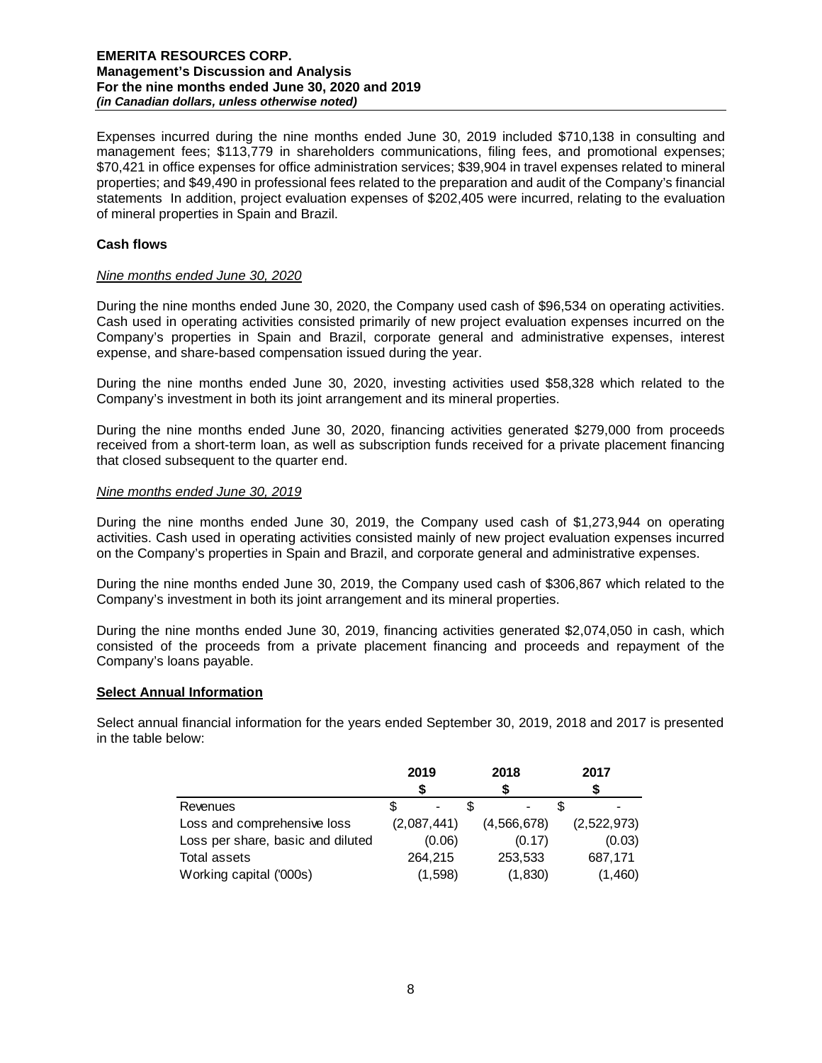Expenses incurred during the nine months ended June 30, 2019 included $710,138 in consulting and management fees; $113,779 in shareholders communications, filing fees, and promotional expenses; $70,421 in office expenses for office administration services; $39,904 in travel expenses related to mineral properties; and $49,490 in professional fees related to the preparation and audit of the Company's financial statements In addition, project evaluation expenses of $202,405 were incurred, relating to the evaluation of mineral properties in Spain and Brazil.

**Cash flows**

*Nine months ended June 30, 2020*

During the nine months ended June 30, 2020, the Company used cash of $96,534 on operating activities. Cash used in operating activities consisted primarily of new project evaluation expenses incurred on the Company's properties in Spain and Brazil, corporate general and administrative expenses, interest expense, and share-based compensation issued during the year.

During the nine months ended June 30, 2020, investing activities used $58,328 which related to the Company's investment in both its joint arrangement and its mineral properties.

During the nine months ended June 30, 2020, financing activities generated $279,000 from proceeds received from a short-term loan, as well as subscription funds received for a private placement financing that closed subsequent to the quarter end.

*Nine months ended June 30, 2019*

During the nine months ended June 30, 2019, the Company used cash of $1,273,944 on operating activities. Cash used in operating activities consisted mainly of new project evaluation expenses incurred on the Company's properties in Spain and Brazil, and corporate general and administrative expenses.

During the nine months ended June 30, 2019, the Company used cash of $306,867 which related to the Company's investment in both its joint arrangement and its mineral properties.

During the nine months ended June 30, 2019, financing activities generated $2,074,050 in cash, which consisted of the proceeds from a private placement financing and proceeds and repayment of the Company's loans payable.

**Select Annual Information**

Select annual financial information for the years ended September 30, 2019, 2018 and 2017 is presented in the table below:

| | 2019<br>$ | 2018<br>$ | 2017<br>$ |
|---|---|---|---|
| Revenues | $ - | $ - | $ - |
| Loss and comprehensive loss | (2,087,441) | (4,566,678) | (2,522,973) |
| Loss per share, basic and diluted | (0.06) | (0.17) | (0.03) |
| Total assets | 264,215 | 253,533 | 687,171 |
| Working capital ('000s) | (1,598) | (1,830) | (1,460) |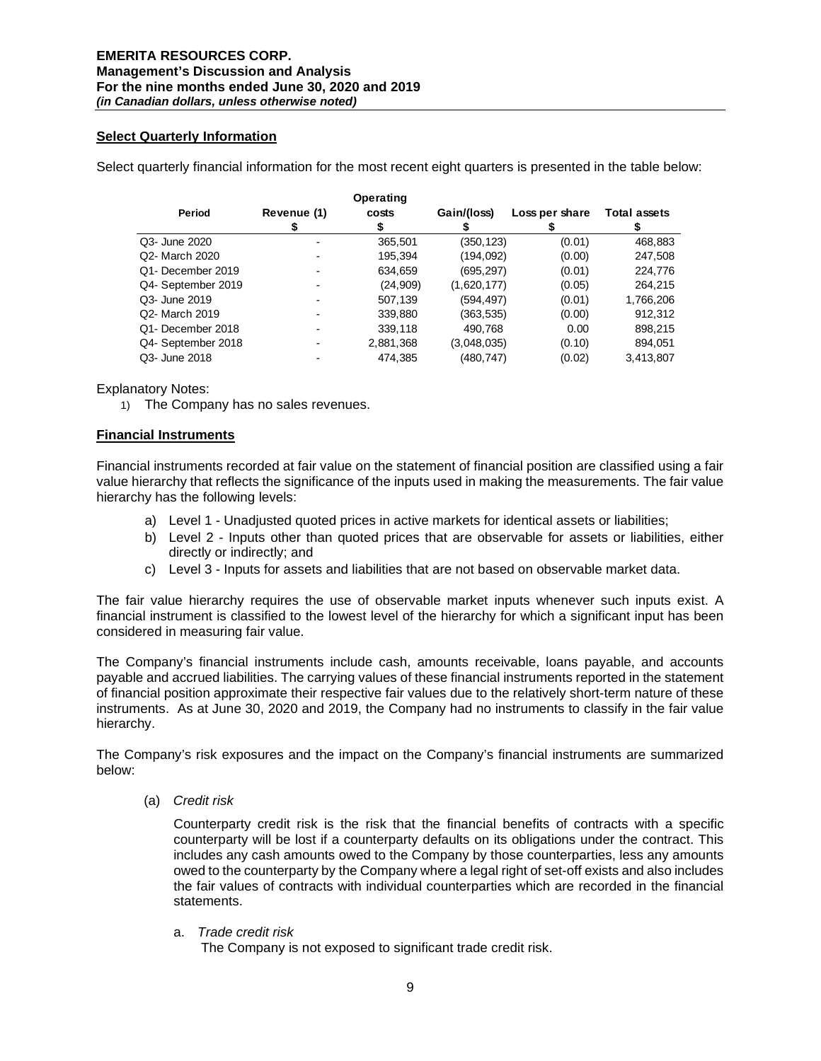## Select Quarterly Information

Select quarterly financial information for the most recent eight quarters is presented in the table below:

| Period | Revenue (1) | Operating costs | Gain/(loss) | Loss per share | Total assets |
|---|---|---|---|---|---|
| | $ | $ | $ | $ | $ |
| Q3- June 2020 | - | 365,501 | (350,123) | (0.01) | 468,883 |
| Q2- March 2020 | - | 195,394 | (194,092) | (0.00) | 247,508 |
| Q1- December 2019 | - | 634,659 | (695,297) | (0.01) | 224,776 |
| Q4- September 2019 | - | (24,909) | (1,620,177) | (0.05) | 264,215 |
| Q3- June 2019 | - | 507,139 | (594,497) | (0.01) | 1,766,206 |
| Q2- March 2019 | - | 339,880 | (363,535) | (0.00) | 912,312 |
| Q1- December 2018 | - | 339,118 | 490,768 | 0.00 | 898,215 |
| Q4- September 2018 | - | 2,881,368 | (3,048,035) | (0.10) | 894,051 |
| Q3- June 2018 | - | 474,385 | (480,747) | (0.02) | 3,413,807 |

Explanatory Notes:

1) The Company has no sales revenues.

## Financial Instruments

Financial instruments recorded at fair value on the statement of financial position are classified using a fair value hierarchy that reflects the significance of the inputs used in making the measurements. The fair value hierarchy has the following levels:

a) Level 1 - Unadjusted quoted prices in active markets for identical assets or liabilities;
b) Level 2 - Inputs other than quoted prices that are observable for assets or liabilities, either directly or indirectly; and
c) Level 3 - Inputs for assets and liabilities that are not based on observable market data.

The fair value hierarchy requires the use of observable market inputs whenever such inputs exist. A financial instrument is classified to the lowest level of the hierarchy for which a significant input has been considered in measuring fair value.

The Company's financial instruments include cash, amounts receivable, loans payable, and accounts payable and accrued liabilities. The carrying values of these financial instruments reported in the statement of financial position approximate their respective fair values due to the relatively short-term nature of these instruments. As at June 30, 2020 and 2019, the Company had no instruments to classify in the fair value hierarchy.

The Company's risk exposures and the impact on the Company's financial instruments are summarized below:

(a) *Credit risk*

Counterparty credit risk is the risk that the financial benefits of contracts with a specific counterparty will be lost if a counterparty defaults on its obligations under the contract. This includes any cash amounts owed to the Company by those counterparties, less any amounts owed to the counterparty by the Company where a legal right of set-off exists and also includes the fair values of contracts with individual counterparties which are recorded in the financial statements.

a. *Trade credit risk*
The Company is not exposed to significant trade credit risk.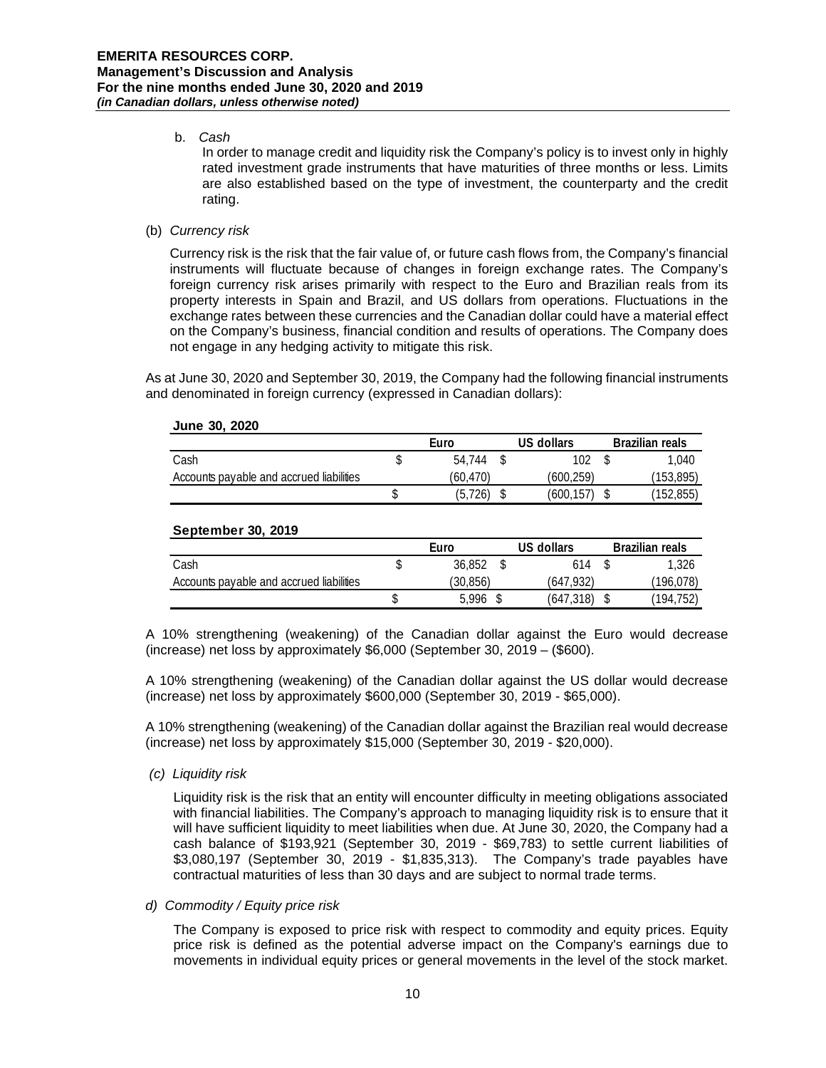b. *Cash*

In order to manage credit and liquidity risk the Company's policy is to invest only in highly rated investment grade instruments that have maturities of three months or less. Limits are also established based on the type of investment, the counterparty and the credit rating.

(b) *Currency risk*

Currency risk is the risk that the fair value of, or future cash flows from, the Company's financial instruments will fluctuate because of changes in foreign exchange rates. The Company's foreign currency risk arises primarily with respect to the Euro and Brazilian reals from its property interests in Spain and Brazil, and US dollars from operations. Fluctuations in the exchange rates between these currencies and the Canadian dollar could have a material effect on the Company's business, financial condition and results of operations. The Company does not engage in any hedging activity to mitigate this risk.

As at June 30, 2020 and September 30, 2019, the Company had the following financial instruments and denominated in foreign currency (expressed in Canadian dollars):

**June 30, 2020**

| | Euro | US dollars | Brazilian reals |
|---|---|---|---|
| Cash | $ 54,744 | $ 102 | $ 1,040 |
| Accounts payable and accrued liabilities | (60,470) | (600,259) | (153,895) |
| | $ (5,726) | $ (600,157) | $ (152,855) |

**September 30, 2019**

| | Euro | US dollars | Brazilian reals |
|---|---|---|---|
| Cash | $ 36,852 | $ 614 | $ 1,326 |
| Accounts payable and accrued liabilities | (30,856) | (647,932) | (196,078) |
| | $ 5,996 | $ (647,318) | $ (194,752) |

A 10% strengthening (weakening) of the Canadian dollar against the Euro would decrease (increase) net loss by approximately $6,000 (September 30, 2019 – ($600).

A 10% strengthening (weakening) of the Canadian dollar against the US dollar would decrease (increase) net loss by approximately $600,000 (September 30, 2019 - $65,000).

A 10% strengthening (weakening) of the Canadian dollar against the Brazilian real would decrease (increase) net loss by approximately $15,000 (September 30, 2019 - $20,000).

*(c) Liquidity risk*

Liquidity risk is the risk that an entity will encounter difficulty in meeting obligations associated with financial liabilities. The Company's approach to managing liquidity risk is to ensure that it will have sufficient liquidity to meet liabilities when due. At June 30, 2020, the Company had a cash balance of $193,921 (September 30, 2019 - $69,783) to settle current liabilities of $3,080,197 (September 30, 2019 - $1,835,313). The Company's trade payables have contractual maturities of less than 30 days and are subject to normal trade terms.

*d) Commodity / Equity price risk*

The Company is exposed to price risk with respect to commodity and equity prices. Equity price risk is defined as the potential adverse impact on the Company's earnings due to movements in individual equity prices or general movements in the level of the stock market.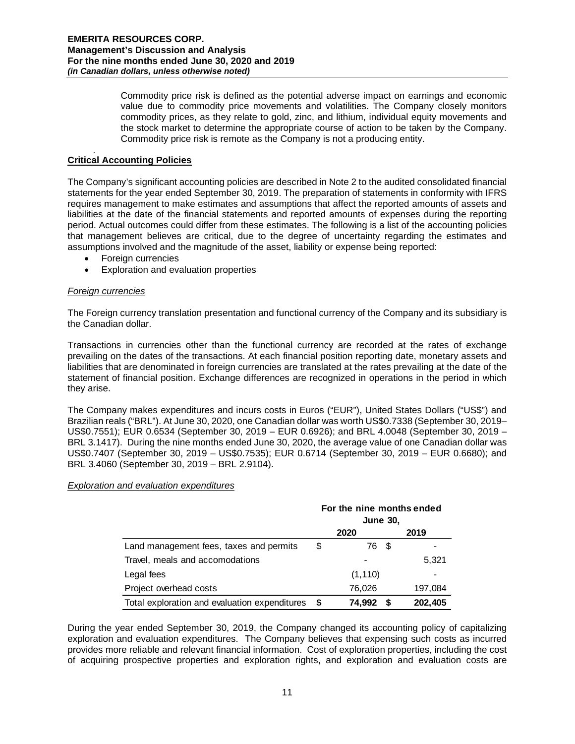Commodity price risk is defined as the potential adverse impact on earnings and economic value due to commodity price movements and volatilities. The Company closely monitors commodity prices, as they relate to gold, zinc, and lithium, individual equity movements and the stock market to determine the appropriate course of action to be taken by the Company. Commodity price risk is remote as the Company is not a producing entity.

## Critical Accounting Policies

The Company's significant accounting policies are described in Note 2 to the audited consolidated financial statements for the year ended September 30, 2019. The preparation of statements in conformity with IFRS requires management to make estimates and assumptions that affect the reported amounts of assets and liabilities at the date of the financial statements and reported amounts of expenses during the reporting period. Actual outcomes could differ from these estimates. The following is a list of the accounting policies that management believes are critical, due to the degree of uncertainty regarding the estimates and assumptions involved and the magnitude of the asset, liability or expense being reported:

- Foreign currencies
- Exploration and evaluation properties

*Foreign currencies*

The Foreign currency translation presentation and functional currency of the Company and its subsidiary is the Canadian dollar.

Transactions in currencies other than the functional currency are recorded at the rates of exchange prevailing on the dates of the transactions. At each financial position reporting date, monetary assets and liabilities that are denominated in foreign currencies are translated at the rates prevailing at the date of the statement of financial position. Exchange differences are recognized in operations in the period in which they arise.

The Company makes expenditures and incurs costs in Euros ("EUR"), United States Dollars ("US$") and Brazilian reals ("BRL"). At June 30, 2020, one Canadian dollar was worth US$0.7338 (September 30, 2019– US$0.7551); EUR 0.6534 (September 30, 2019 – EUR 0.6926); and BRL 4.0048 (September 30, 2019 – BRL 3.1417). During the nine months ended June 30, 2020, the average value of one Canadian dollar was US$0.7407 (September 30, 2019 – US$0.7535); EUR 0.6714 (September 30, 2019 – EUR 0.6680); and BRL 3.4060 (September 30, 2019 – BRL 2.9104).

*Exploration and evaluation expenditures*

| | For the nine months ended June 30, | |
|---|---|---|
| | 2020 | 2019 |
| Land management fees, taxes and permits | $ 76 | $ - |
| Travel, meals and accomodations | - | 5,321 |
| Legal fees | (1,110) | - |
| Project overhead costs | 76,026 | 197,084 |
| **Total exploration and evaluation expenditures** | **$ 74,992** | **$ 202,405** |

During the year ended September 30, 2019, the Company changed its accounting policy of capitalizing exploration and evaluation expenditures. The Company believes that expensing such costs as incurred provides more reliable and relevant financial information. Cost of exploration properties, including the cost of acquiring prospective properties and exploration rights, and exploration and evaluation costs are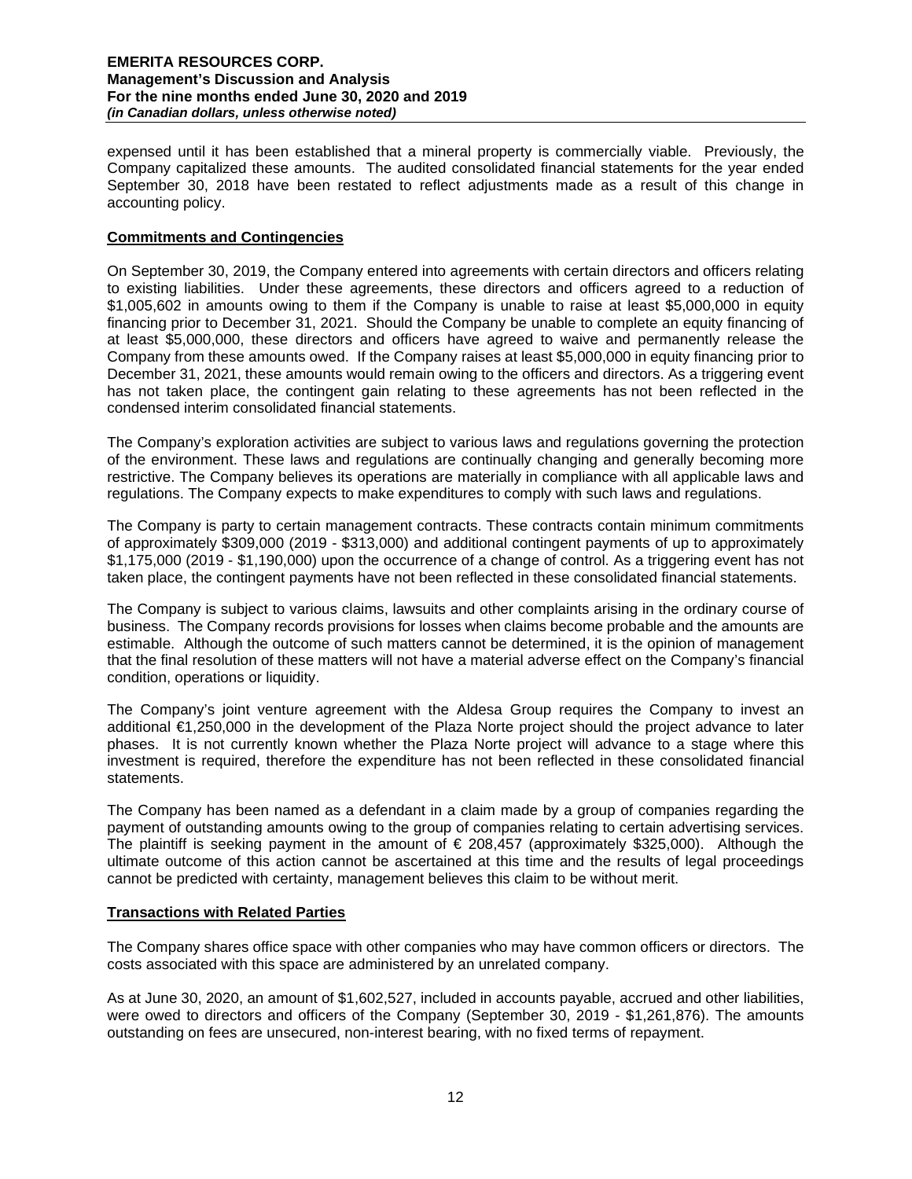expensed until it has been established that a mineral property is commercially viable. Previously, the Company capitalized these amounts. The audited consolidated financial statements for the year ended September 30, 2018 have been restated to reflect adjustments made as a result of this change in accounting policy.

## Commitments and Contingencies

On September 30, 2019, the Company entered into agreements with certain directors and officers relating to existing liabilities. Under these agreements, these directors and officers agreed to a reduction of $1,005,602 in amounts owing to them if the Company is unable to raise at least $5,000,000 in equity financing prior to December 31, 2021. Should the Company be unable to complete an equity financing of at least $5,000,000, these directors and officers have agreed to waive and permanently release the Company from these amounts owed. If the Company raises at least $5,000,000 in equity financing prior to December 31, 2021, these amounts would remain owing to the officers and directors. As a triggering event has not taken place, the contingent gain relating to these agreements has not been reflected in the condensed interim consolidated financial statements.

The Company's exploration activities are subject to various laws and regulations governing the protection of the environment. These laws and regulations are continually changing and generally becoming more restrictive. The Company believes its operations are materially in compliance with all applicable laws and regulations. The Company expects to make expenditures to comply with such laws and regulations.

The Company is party to certain management contracts. These contracts contain minimum commitments of approximately $309,000 (2019 - $313,000) and additional contingent payments of up to approximately $1,175,000 (2019 - $1,190,000) upon the occurrence of a change of control. As a triggering event has not taken place, the contingent payments have not been reflected in these consolidated financial statements.

The Company is subject to various claims, lawsuits and other complaints arising in the ordinary course of business. The Company records provisions for losses when claims become probable and the amounts are estimable. Although the outcome of such matters cannot be determined, it is the opinion of management that the final resolution of these matters will not have a material adverse effect on the Company's financial condition, operations or liquidity.

The Company's joint venture agreement with the Aldesa Group requires the Company to invest an additional €1,250,000 in the development of the Plaza Norte project should the project advance to later phases. It is not currently known whether the Plaza Norte project will advance to a stage where this investment is required, therefore the expenditure has not been reflected in these consolidated financial statements.

The Company has been named as a defendant in a claim made by a group of companies regarding the payment of outstanding amounts owing to the group of companies relating to certain advertising services. The plaintiff is seeking payment in the amount of € 208,457 (approximately $325,000). Although the ultimate outcome of this action cannot be ascertained at this time and the results of legal proceedings cannot be predicted with certainty, management believes this claim to be without merit.

## Transactions with Related Parties

The Company shares office space with other companies who may have common officers or directors. The costs associated with this space are administered by an unrelated company.

As at June 30, 2020, an amount of $1,602,527, included in accounts payable, accrued and other liabilities, were owed to directors and officers of the Company (September 30, 2019 - $1,261,876). The amounts outstanding on fees are unsecured, non-interest bearing, with no fixed terms of repayment.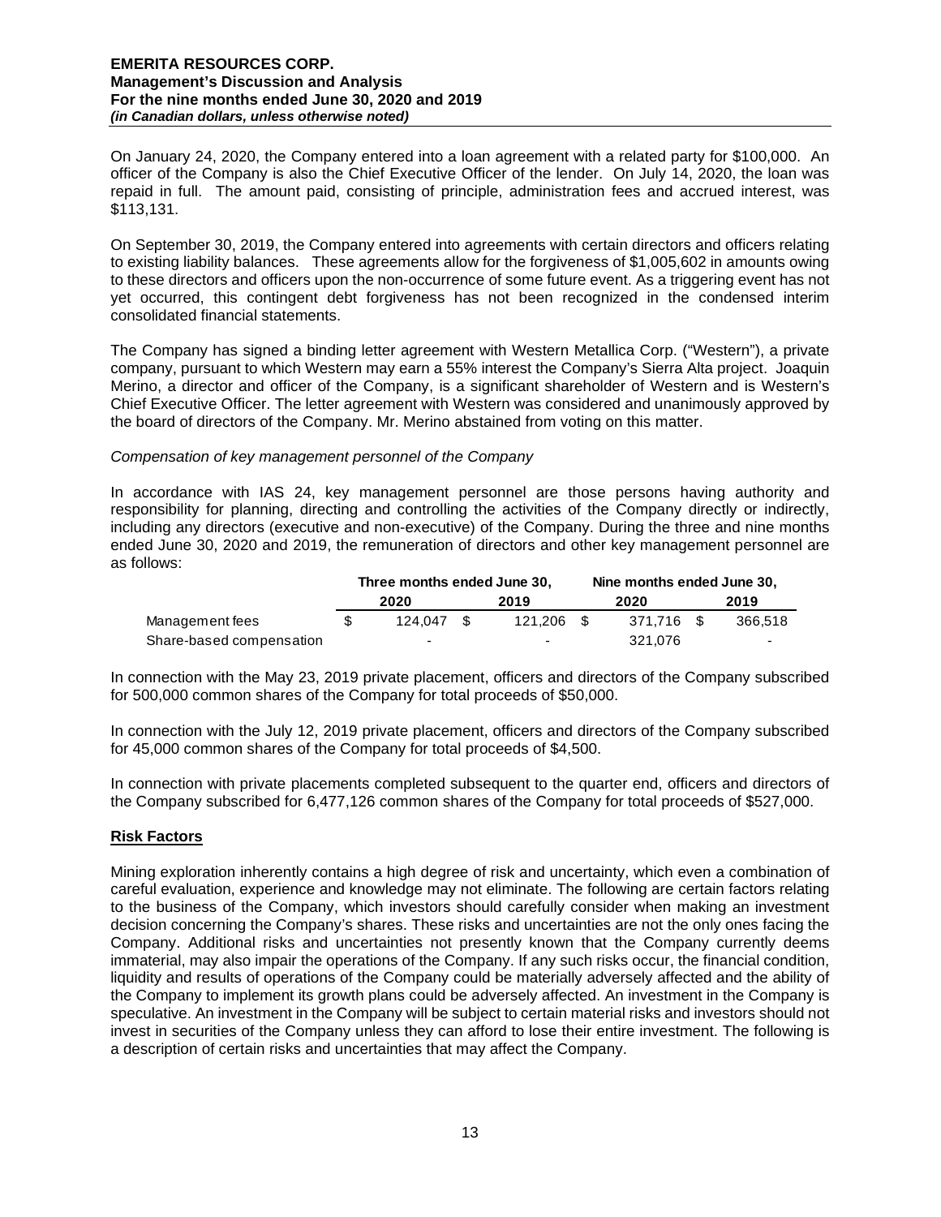On January 24, 2020, the Company entered into a loan agreement with a related party for $100,000. An officer of the Company is also the Chief Executive Officer of the lender. On July 14, 2020, the loan was repaid in full. The amount paid, consisting of principle, administration fees and accrued interest, was $113,131.

On September 30, 2019, the Company entered into agreements with certain directors and officers relating to existing liability balances. These agreements allow for the forgiveness of $1,005,602 in amounts owing to these directors and officers upon the non-occurrence of some future event. As a triggering event has not yet occurred, this contingent debt forgiveness has not been recognized in the condensed interim consolidated financial statements.

The Company has signed a binding letter agreement with Western Metallica Corp. ("Western"), a private company, pursuant to which Western may earn a 55% interest the Company's Sierra Alta project. Joaquin Merino, a director and officer of the Company, is a significant shareholder of Western and is Western's Chief Executive Officer. The letter agreement with Western was considered and unanimously approved by the board of directors of the Company. Mr. Merino abstained from voting on this matter.

*Compensation of key management personnel of the Company*

In accordance with IAS 24, key management personnel are those persons having authority and responsibility for planning, directing and controlling the activities of the Company directly or indirectly, including any directors (executive and non-executive) of the Company. During the three and nine months ended June 30, 2020 and 2019, the remuneration of directors and other key management personnel are as follows:

| | Three months ended June 30, | | Nine months ended June 30, | |
|---|---|---|---|---|
| | 2020 | 2019 | 2020 | 2019 |
| Management fees | $ 124,047 | $ 121,206 | $ 371,716 | $ 366,518 |
| Share-based compensation | - | - | 321,076 | - |

In connection with the May 23, 2019 private placement, officers and directors of the Company subscribed for 500,000 common shares of the Company for total proceeds of $50,000.

In connection with the July 12, 2019 private placement, officers and directors of the Company subscribed for 45,000 common shares of the Company for total proceeds of $4,500.

In connection with private placements completed subsequent to the quarter end, officers and directors of the Company subscribed for 6,477,126 common shares of the Company for total proceeds of $527,000.

## Risk Factors

Mining exploration inherently contains a high degree of risk and uncertainty, which even a combination of careful evaluation, experience and knowledge may not eliminate. The following are certain factors relating to the business of the Company, which investors should carefully consider when making an investment decision concerning the Company's shares. These risks and uncertainties are not the only ones facing the Company. Additional risks and uncertainties not presently known that the Company currently deems immaterial, may also impair the operations of the Company. If any such risks occur, the financial condition, liquidity and results of operations of the Company could be materially adversely affected and the ability of the Company to implement its growth plans could be adversely affected. An investment in the Company is speculative. An investment in the Company will be subject to certain material risks and investors should not invest in securities of the Company unless they can afford to lose their entire investment. The following is a description of certain risks and uncertainties that may affect the Company.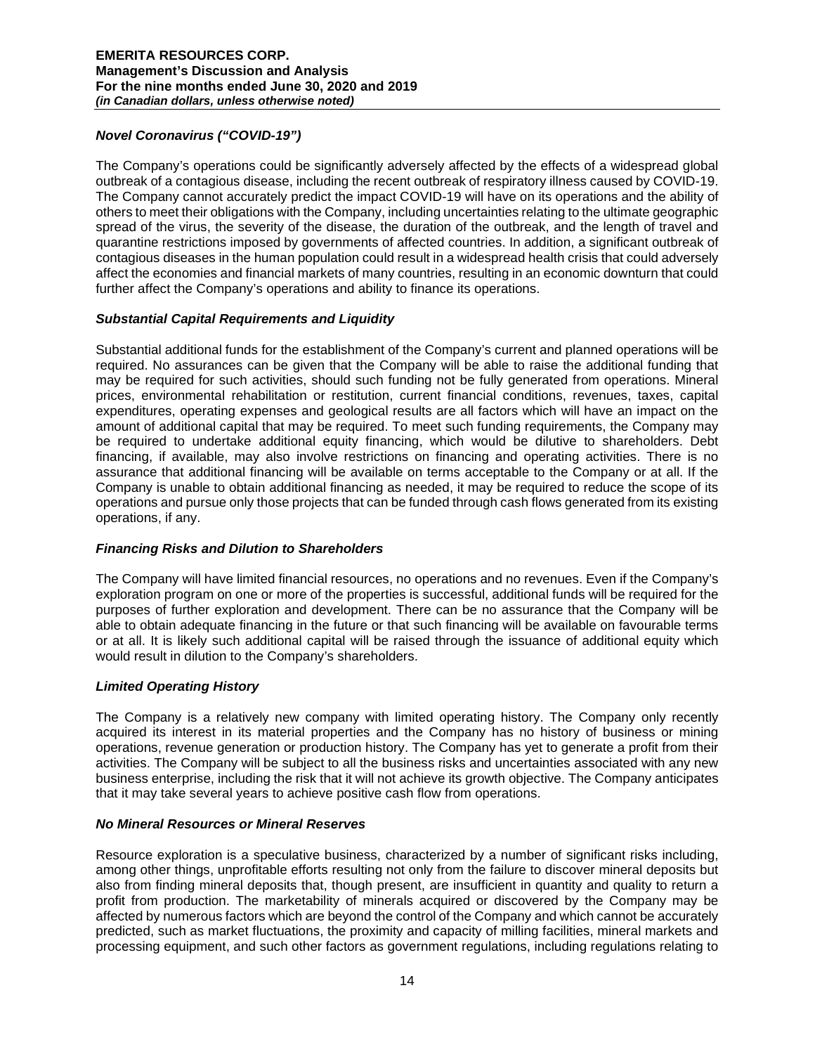### *Novel Coronavirus ("COVID-19")*

The Company's operations could be significantly adversely affected by the effects of a widespread global outbreak of a contagious disease, including the recent outbreak of respiratory illness caused by COVID-19. The Company cannot accurately predict the impact COVID-19 will have on its operations and the ability of others to meet their obligations with the Company, including uncertainties relating to the ultimate geographic spread of the virus, the severity of the disease, the duration of the outbreak, and the length of travel and quarantine restrictions imposed by governments of affected countries. In addition, a significant outbreak of contagious diseases in the human population could result in a widespread health crisis that could adversely affect the economies and financial markets of many countries, resulting in an economic downturn that could further affect the Company's operations and ability to finance its operations.

### *Substantial Capital Requirements and Liquidity*

Substantial additional funds for the establishment of the Company's current and planned operations will be required. No assurances can be given that the Company will be able to raise the additional funding that may be required for such activities, should such funding not be fully generated from operations. Mineral prices, environmental rehabilitation or restitution, current financial conditions, revenues, taxes, capital expenditures, operating expenses and geological results are all factors which will have an impact on the amount of additional capital that may be required. To meet such funding requirements, the Company may be required to undertake additional equity financing, which would be dilutive to shareholders. Debt financing, if available, may also involve restrictions on financing and operating activities. There is no assurance that additional financing will be available on terms acceptable to the Company or at all. If the Company is unable to obtain additional financing as needed, it may be required to reduce the scope of its operations and pursue only those projects that can be funded through cash flows generated from its existing operations, if any.

### *Financing Risks and Dilution to Shareholders*

The Company will have limited financial resources, no operations and no revenues. Even if the Company's exploration program on one or more of the properties is successful, additional funds will be required for the purposes of further exploration and development. There can be no assurance that the Company will be able to obtain adequate financing in the future or that such financing will be available on favourable terms or at all. It is likely such additional capital will be raised through the issuance of additional equity which would result in dilution to the Company's shareholders.

### *Limited Operating History*

The Company is a relatively new company with limited operating history. The Company only recently acquired its interest in its material properties and the Company has no history of business or mining operations, revenue generation or production history. The Company has yet to generate a profit from their activities. The Company will be subject to all the business risks and uncertainties associated with any new business enterprise, including the risk that it will not achieve its growth objective. The Company anticipates that it may take several years to achieve positive cash flow from operations.

### *No Mineral Resources or Mineral Reserves*

Resource exploration is a speculative business, characterized by a number of significant risks including, among other things, unprofitable efforts resulting not only from the failure to discover mineral deposits but also from finding mineral deposits that, though present, are insufficient in quantity and quality to return a profit from production. The marketability of minerals acquired or discovered by the Company may be affected by numerous factors which are beyond the control of the Company and which cannot be accurately predicted, such as market fluctuations, the proximity and capacity of milling facilities, mineral markets and processing equipment, and such other factors as government regulations, including regulations relating to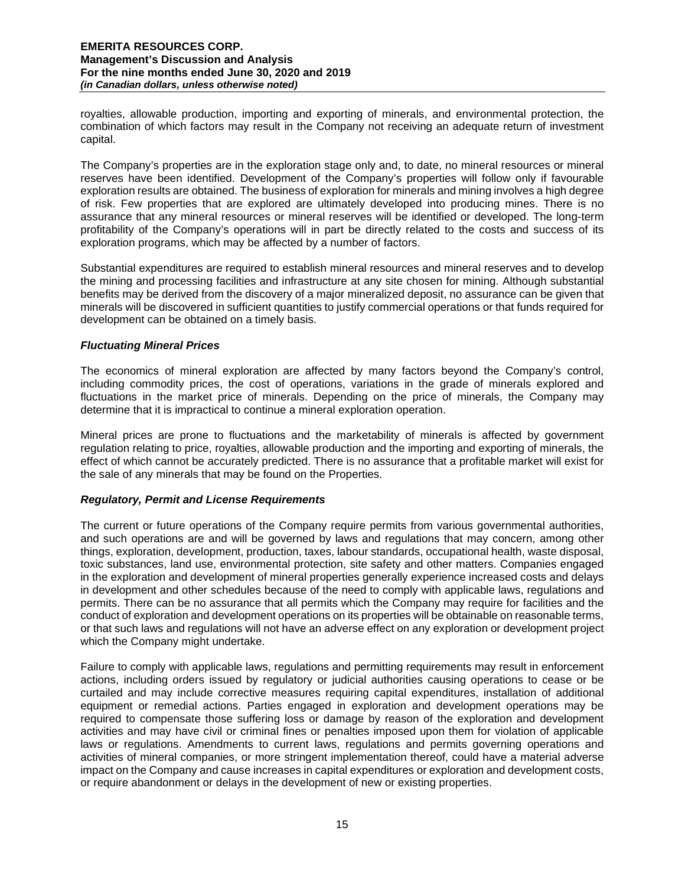royalties, allowable production, importing and exporting of minerals, and environmental protection, the combination of which factors may result in the Company not receiving an adequate return of investment capital.

The Company's properties are in the exploration stage only and, to date, no mineral resources or mineral reserves have been identified. Development of the Company's properties will follow only if favourable exploration results are obtained. The business of exploration for minerals and mining involves a high degree of risk. Few properties that are explored are ultimately developed into producing mines. There is no assurance that any mineral resources or mineral reserves will be identified or developed. The long-term profitability of the Company's operations will in part be directly related to the costs and success of its exploration programs, which may be affected by a number of factors.

Substantial expenditures are required to establish mineral resources and mineral reserves and to develop the mining and processing facilities and infrastructure at any site chosen for mining. Although substantial benefits may be derived from the discovery of a major mineralized deposit, no assurance can be given that minerals will be discovered in sufficient quantities to justify commercial operations or that funds required for development can be obtained on a timely basis.

### *Fluctuating Mineral Prices*

The economics of mineral exploration are affected by many factors beyond the Company's control, including commodity prices, the cost of operations, variations in the grade of minerals explored and fluctuations in the market price of minerals. Depending on the price of minerals, the Company may determine that it is impractical to continue a mineral exploration operation.

Mineral prices are prone to fluctuations and the marketability of minerals is affected by government regulation relating to price, royalties, allowable production and the importing and exporting of minerals, the effect of which cannot be accurately predicted. There is no assurance that a profitable market will exist for the sale of any minerals that may be found on the Properties.

### *Regulatory, Permit and License Requirements*

The current or future operations of the Company require permits from various governmental authorities, and such operations are and will be governed by laws and regulations that may concern, among other things, exploration, development, production, taxes, labour standards, occupational health, waste disposal, toxic substances, land use, environmental protection, site safety and other matters. Companies engaged in the exploration and development of mineral properties generally experience increased costs and delays in development and other schedules because of the need to comply with applicable laws, regulations and permits. There can be no assurance that all permits which the Company may require for facilities and the conduct of exploration and development operations on its properties will be obtainable on reasonable terms, or that such laws and regulations will not have an adverse effect on any exploration or development project which the Company might undertake.

Failure to comply with applicable laws, regulations and permitting requirements may result in enforcement actions, including orders issued by regulatory or judicial authorities causing operations to cease or be curtailed and may include corrective measures requiring capital expenditures, installation of additional equipment or remedial actions. Parties engaged in exploration and development operations may be required to compensate those suffering loss or damage by reason of the exploration and development activities and may have civil or criminal fines or penalties imposed upon them for violation of applicable laws or regulations. Amendments to current laws, regulations and permits governing operations and activities of mineral companies, or more stringent implementation thereof, could have a material adverse impact on the Company and cause increases in capital expenditures or exploration and development costs, or require abandonment or delays in the development of new or existing properties.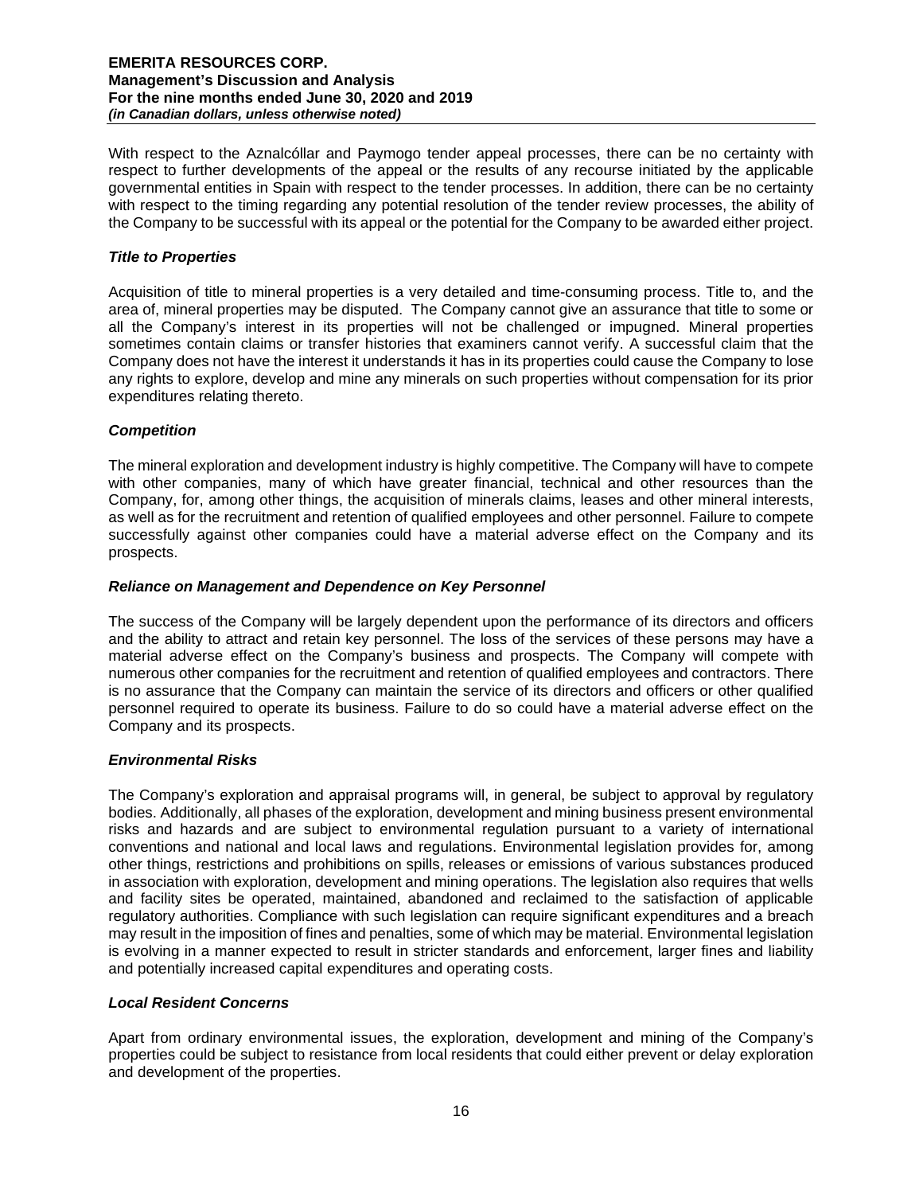With respect to the Aznalcóllar and Paymogo tender appeal processes, there can be no certainty with respect to further developments of the appeal or the results of any recourse initiated by the applicable governmental entities in Spain with respect to the tender processes. In addition, there can be no certainty with respect to the timing regarding any potential resolution of the tender review processes, the ability of the Company to be successful with its appeal or the potential for the Company to be awarded either project.

### *Title to Properties*

Acquisition of title to mineral properties is a very detailed and time-consuming process. Title to, and the area of, mineral properties may be disputed. The Company cannot give an assurance that title to some or all the Company's interest in its properties will not be challenged or impugned. Mineral properties sometimes contain claims or transfer histories that examiners cannot verify. A successful claim that the Company does not have the interest it understands it has in its properties could cause the Company to lose any rights to explore, develop and mine any minerals on such properties without compensation for its prior expenditures relating thereto.

### *Competition*

The mineral exploration and development industry is highly competitive. The Company will have to compete with other companies, many of which have greater financial, technical and other resources than the Company, for, among other things, the acquisition of minerals claims, leases and other mineral interests, as well as for the recruitment and retention of qualified employees and other personnel. Failure to compete successfully against other companies could have a material adverse effect on the Company and its prospects.

### *Reliance on Management and Dependence on Key Personnel*

The success of the Company will be largely dependent upon the performance of its directors and officers and the ability to attract and retain key personnel. The loss of the services of these persons may have a material adverse effect on the Company's business and prospects. The Company will compete with numerous other companies for the recruitment and retention of qualified employees and contractors. There is no assurance that the Company can maintain the service of its directors and officers or other qualified personnel required to operate its business. Failure to do so could have a material adverse effect on the Company and its prospects.

### *Environmental Risks*

The Company's exploration and appraisal programs will, in general, be subject to approval by regulatory bodies. Additionally, all phases of the exploration, development and mining business present environmental risks and hazards and are subject to environmental regulation pursuant to a variety of international conventions and national and local laws and regulations. Environmental legislation provides for, among other things, restrictions and prohibitions on spills, releases or emissions of various substances produced in association with exploration, development and mining operations. The legislation also requires that wells and facility sites be operated, maintained, abandoned and reclaimed to the satisfaction of applicable regulatory authorities. Compliance with such legislation can require significant expenditures and a breach may result in the imposition of fines and penalties, some of which may be material. Environmental legislation is evolving in a manner expected to result in stricter standards and enforcement, larger fines and liability and potentially increased capital expenditures and operating costs.

### *Local Resident Concerns*

Apart from ordinary environmental issues, the exploration, development and mining of the Company's properties could be subject to resistance from local residents that could either prevent or delay exploration and development of the properties.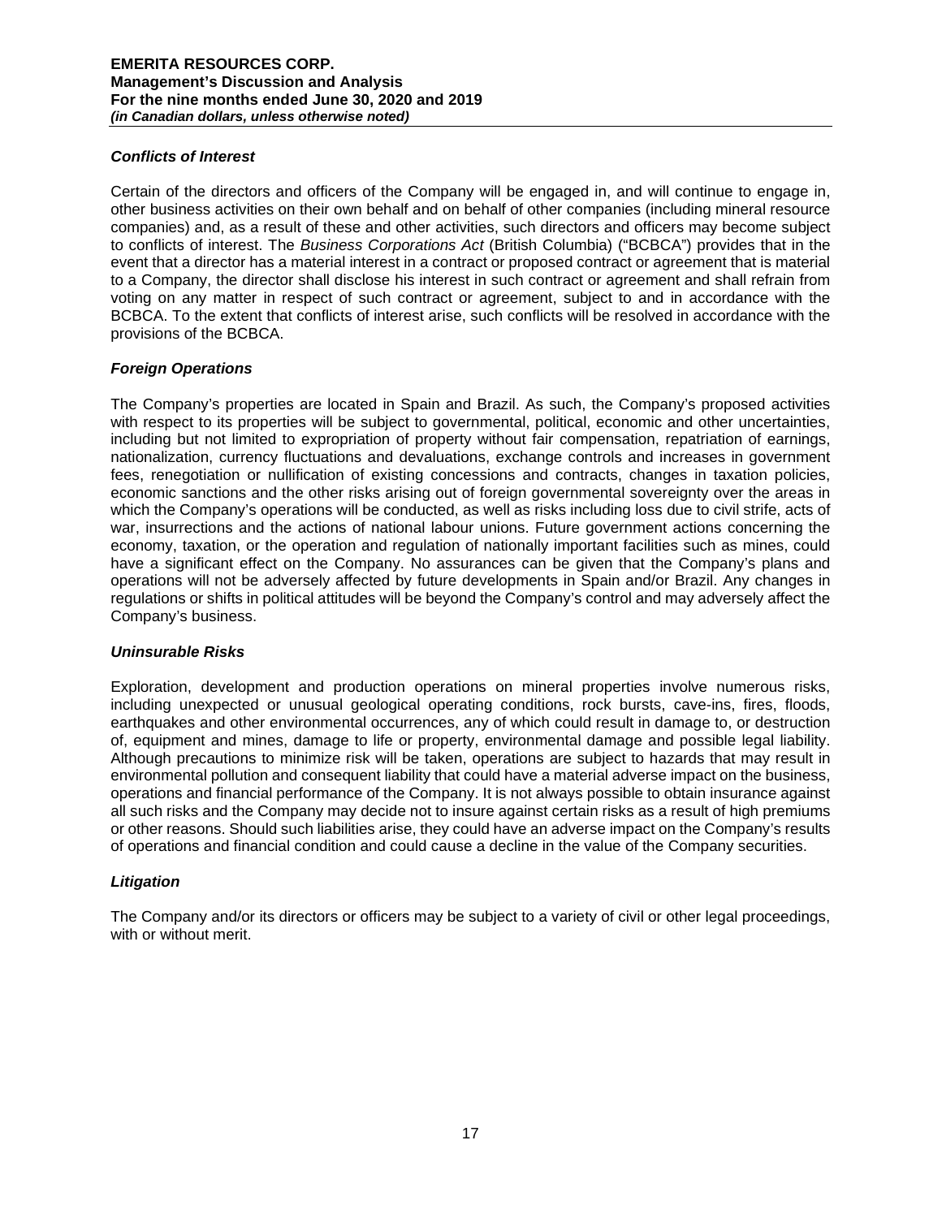### *Conflicts of Interest*

Certain of the directors and officers of the Company will be engaged in, and will continue to engage in, other business activities on their own behalf and on behalf of other companies (including mineral resource companies) and, as a result of these and other activities, such directors and officers may become subject to conflicts of interest. The *Business Corporations Act* (British Columbia) ("BCBCA") provides that in the event that a director has a material interest in a contract or proposed contract or agreement that is material to a Company, the director shall disclose his interest in such contract or agreement and shall refrain from voting on any matter in respect of such contract or agreement, subject to and in accordance with the BCBCA. To the extent that conflicts of interest arise, such conflicts will be resolved in accordance with the provisions of the BCBCA.

### *Foreign Operations*

The Company's properties are located in Spain and Brazil. As such, the Company's proposed activities with respect to its properties will be subject to governmental, political, economic and other uncertainties, including but not limited to expropriation of property without fair compensation, repatriation of earnings, nationalization, currency fluctuations and devaluations, exchange controls and increases in government fees, renegotiation or nullification of existing concessions and contracts, changes in taxation policies, economic sanctions and the other risks arising out of foreign governmental sovereignty over the areas in which the Company's operations will be conducted, as well as risks including loss due to civil strife, acts of war, insurrections and the actions of national labour unions. Future government actions concerning the economy, taxation, or the operation and regulation of nationally important facilities such as mines, could have a significant effect on the Company. No assurances can be given that the Company's plans and operations will not be adversely affected by future developments in Spain and/or Brazil. Any changes in regulations or shifts in political attitudes will be beyond the Company's control and may adversely affect the Company's business.

### *Uninsurable Risks*

Exploration, development and production operations on mineral properties involve numerous risks, including unexpected or unusual geological operating conditions, rock bursts, cave-ins, fires, floods, earthquakes and other environmental occurrences, any of which could result in damage to, or destruction of, equipment and mines, damage to life or property, environmental damage and possible legal liability. Although precautions to minimize risk will be taken, operations are subject to hazards that may result in environmental pollution and consequent liability that could have a material adverse impact on the business, operations and financial performance of the Company. It is not always possible to obtain insurance against all such risks and the Company may decide not to insure against certain risks as a result of high premiums or other reasons. Should such liabilities arise, they could have an adverse impact on the Company's results of operations and financial condition and could cause a decline in the value of the Company securities.

### *Litigation*

The Company and/or its directors or officers may be subject to a variety of civil or other legal proceedings, with or without merit.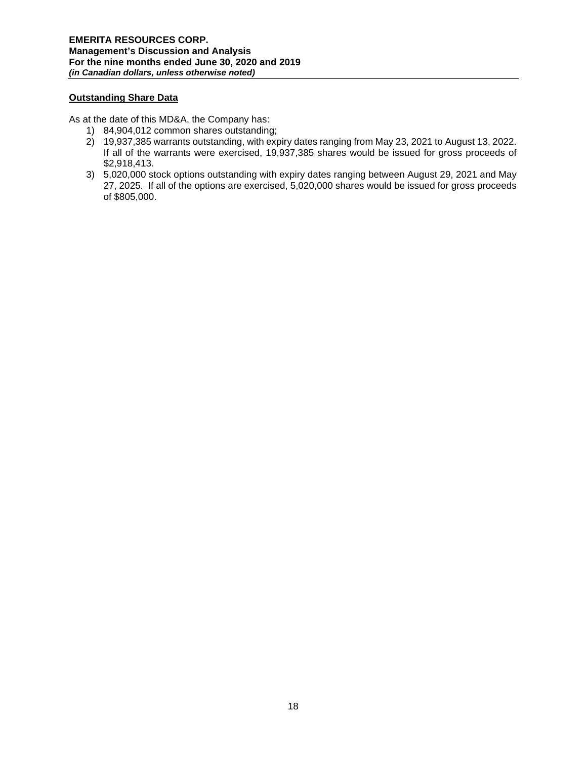## Outstanding Share Data

As at the date of this MD&A, the Company has:

1) 84,904,012 common shares outstanding;
2) 19,937,385 warrants outstanding, with expiry dates ranging from May 23, 2021 to August 13, 2022. If all of the warrants were exercised, 19,937,385 shares would be issued for gross proceeds of $2,918,413.
3) 5,020,000 stock options outstanding with expiry dates ranging between August 29, 2021 and May 27, 2025. If all of the options are exercised, 5,020,000 shares would be issued for gross proceeds of $805,000.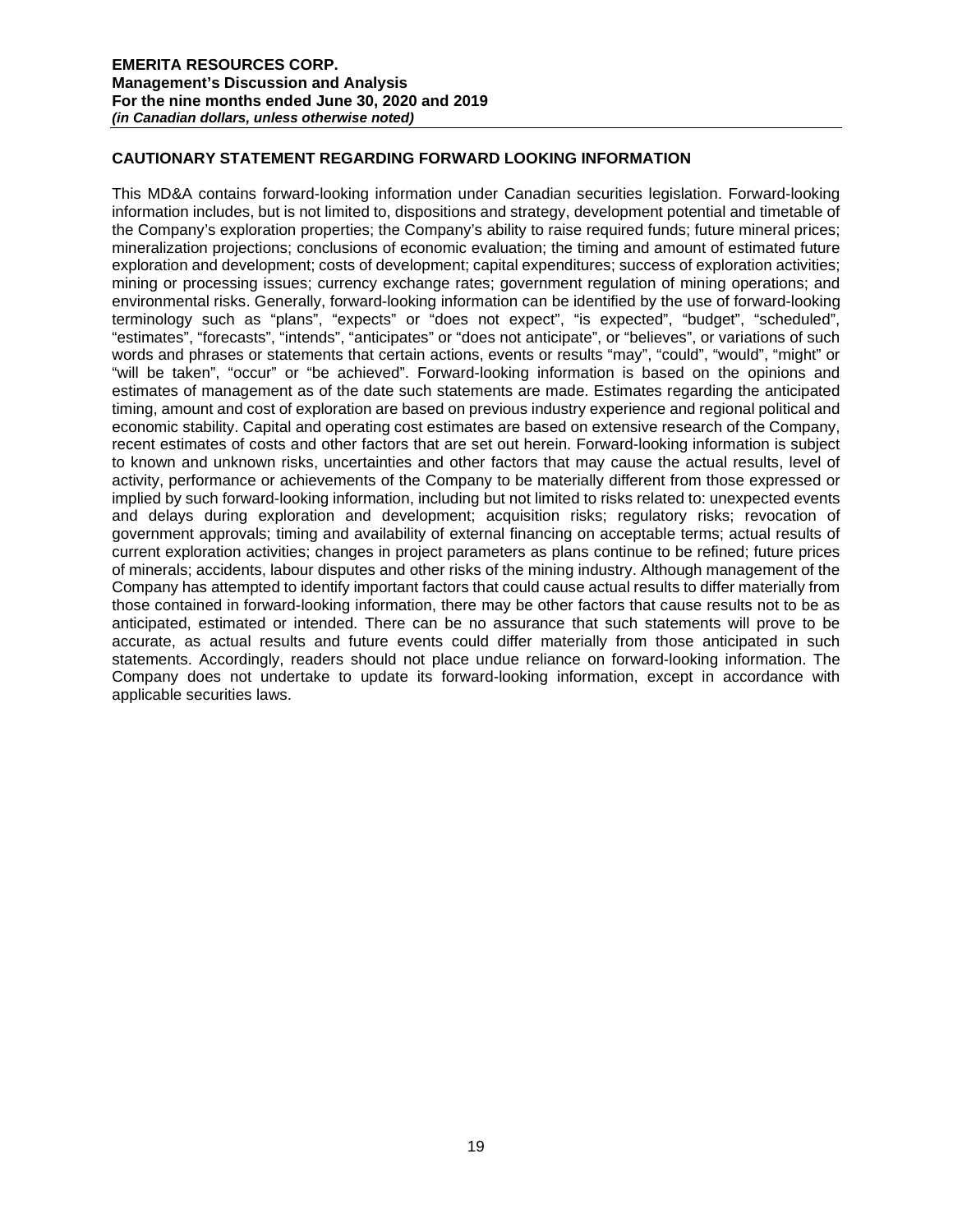## CAUTIONARY STATEMENT REGARDING FORWARD LOOKING INFORMATION

This MD&A contains forward-looking information under Canadian securities legislation. Forward-looking information includes, but is not limited to, dispositions and strategy, development potential and timetable of the Company's exploration properties; the Company's ability to raise required funds; future mineral prices; mineralization projections; conclusions of economic evaluation; the timing and amount of estimated future exploration and development; costs of development; capital expenditures; success of exploration activities; mining or processing issues; currency exchange rates; government regulation of mining operations; and environmental risks. Generally, forward-looking information can be identified by the use of forward-looking terminology such as "plans", "expects" or "does not expect", "is expected", "budget", "scheduled", "estimates", "forecasts", "intends", "anticipates" or "does not anticipate", or "believes", or variations of such words and phrases or statements that certain actions, events or results "may", "could", "would", "might" or "will be taken", "occur" or "be achieved". Forward-looking information is based on the opinions and estimates of management as of the date such statements are made. Estimates regarding the anticipated timing, amount and cost of exploration are based on previous industry experience and regional political and economic stability. Capital and operating cost estimates are based on extensive research of the Company, recent estimates of costs and other factors that are set out herein. Forward-looking information is subject to known and unknown risks, uncertainties and other factors that may cause the actual results, level of activity, performance or achievements of the Company to be materially different from those expressed or implied by such forward-looking information, including but not limited to risks related to: unexpected events and delays during exploration and development; acquisition risks; regulatory risks; revocation of government approvals; timing and availability of external financing on acceptable terms; actual results of current exploration activities; changes in project parameters as plans continue to be refined; future prices of minerals; accidents, labour disputes and other risks of the mining industry. Although management of the Company has attempted to identify important factors that could cause actual results to differ materially from those contained in forward-looking information, there may be other factors that cause results not to be as anticipated, estimated or intended. There can be no assurance that such statements will prove to be accurate, as actual results and future events could differ materially from those anticipated in such statements. Accordingly, readers should not place undue reliance on forward-looking information. The Company does not undertake to update its forward-looking information, except in accordance with applicable securities laws.